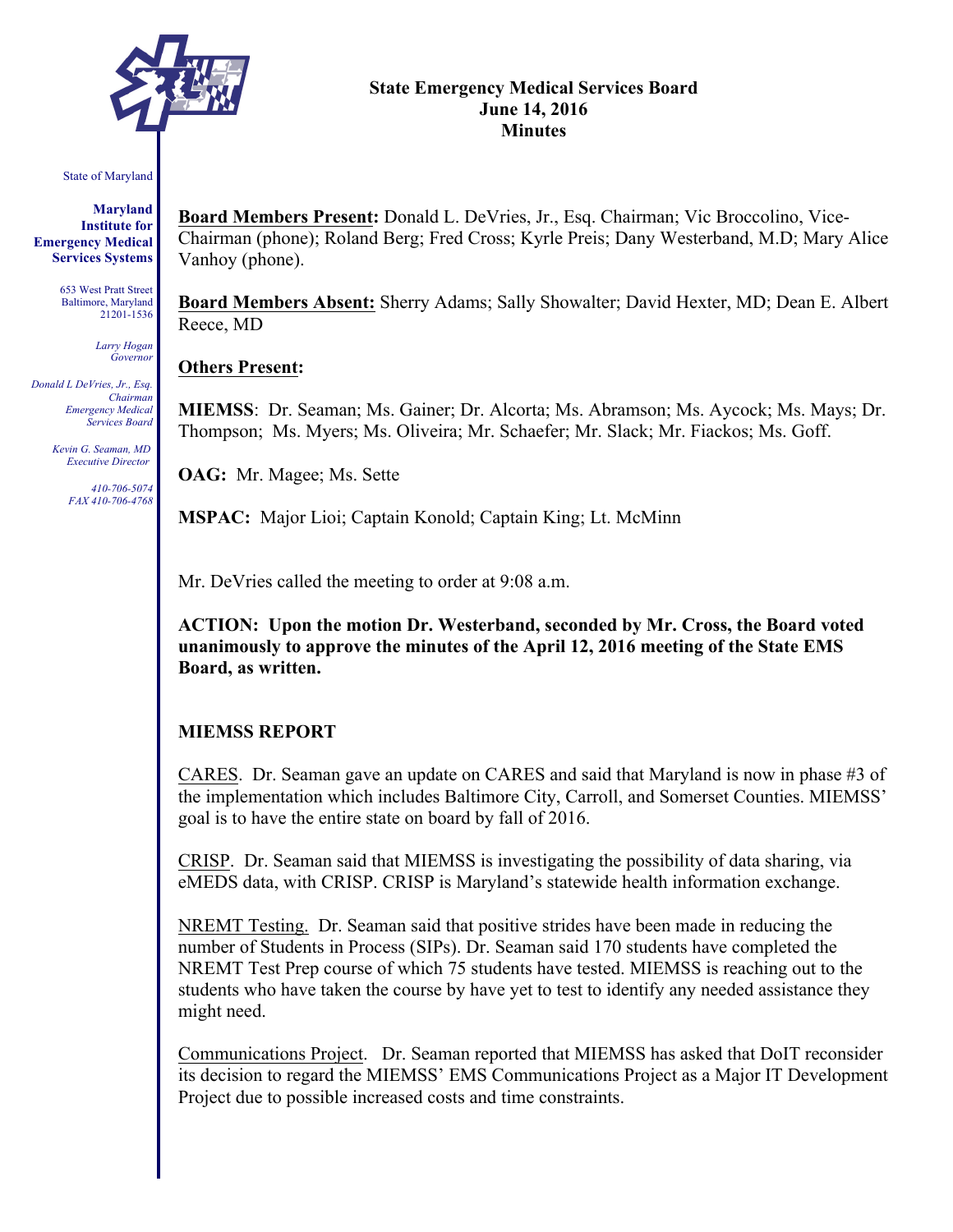State of Maryland

**Maryland Institute for Emergency Medical Services Systems**

653 West Pratt Street
Baltimore, Maryland
21201-1536

*Larry Hogan*
*Governor*

*Donald L DeVries, Jr., Esq.*
*Chairman*
*Emergency Medical Services Board*

*Kevin G. Seaman, MD*
*Executive Director*

*410-706-5074*
*FAX 410-706-4768*

# State Emergency Medical Services Board
## June 14, 2016
## Minutes

**Board Members Present:** Donald L. DeVries, Jr., Esq. Chairman; Vic Broccolino, Vice-Chairman (phone); Roland Berg; Fred Cross; Kyrle Preis; Dany Westerband, M.D; Mary Alice Vanhoy (phone).

**Board Members Absent:** Sherry Adams; Sally Showalter; David Hexter, MD; Dean E. Albert Reece, MD

**Others Present:**

**MIEMSS**: Dr. Seaman; Ms. Gainer; Dr. Alcorta; Ms. Abramson; Ms. Aycock; Ms. Mays; Dr. Thompson; Ms. Myers; Ms. Oliveira; Mr. Schaefer; Mr. Slack; Mr. Fiackos; Ms. Goff.

**OAG:** Mr. Magee; Ms. Sette

**MSPAC:** Major Lioi; Captain Konold; Captain King; Lt. McMinn

Mr. DeVries called the meeting to order at 9:08 a.m.

**ACTION: Upon the motion Dr. Westerband, seconded by Mr. Cross, the Board voted unanimously to approve the minutes of the April 12, 2016 meeting of the State EMS Board, as written.**

### MIEMSS REPORT

CARES. Dr. Seaman gave an update on CARES and said that Maryland is now in phase #3 of the implementation which includes Baltimore City, Carroll, and Somerset Counties. MIEMSS' goal is to have the entire state on board by fall of 2016.

CRISP. Dr. Seaman said that MIEMSS is investigating the possibility of data sharing, via eMEDS data, with CRISP. CRISP is Maryland's statewide health information exchange.

NREMT Testing. Dr. Seaman said that positive strides have been made in reducing the number of Students in Process (SIPs). Dr. Seaman said 170 students have completed the NREMT Test Prep course of which 75 students have tested. MIEMSS is reaching out to the students who have taken the course by have yet to test to identify any needed assistance they might need.

Communications Project. Dr. Seaman reported that MIEMSS has asked that DoIT reconsider its decision to regard the MIEMSS' EMS Communications Project as a Major IT Development Project due to possible increased costs and time constraints.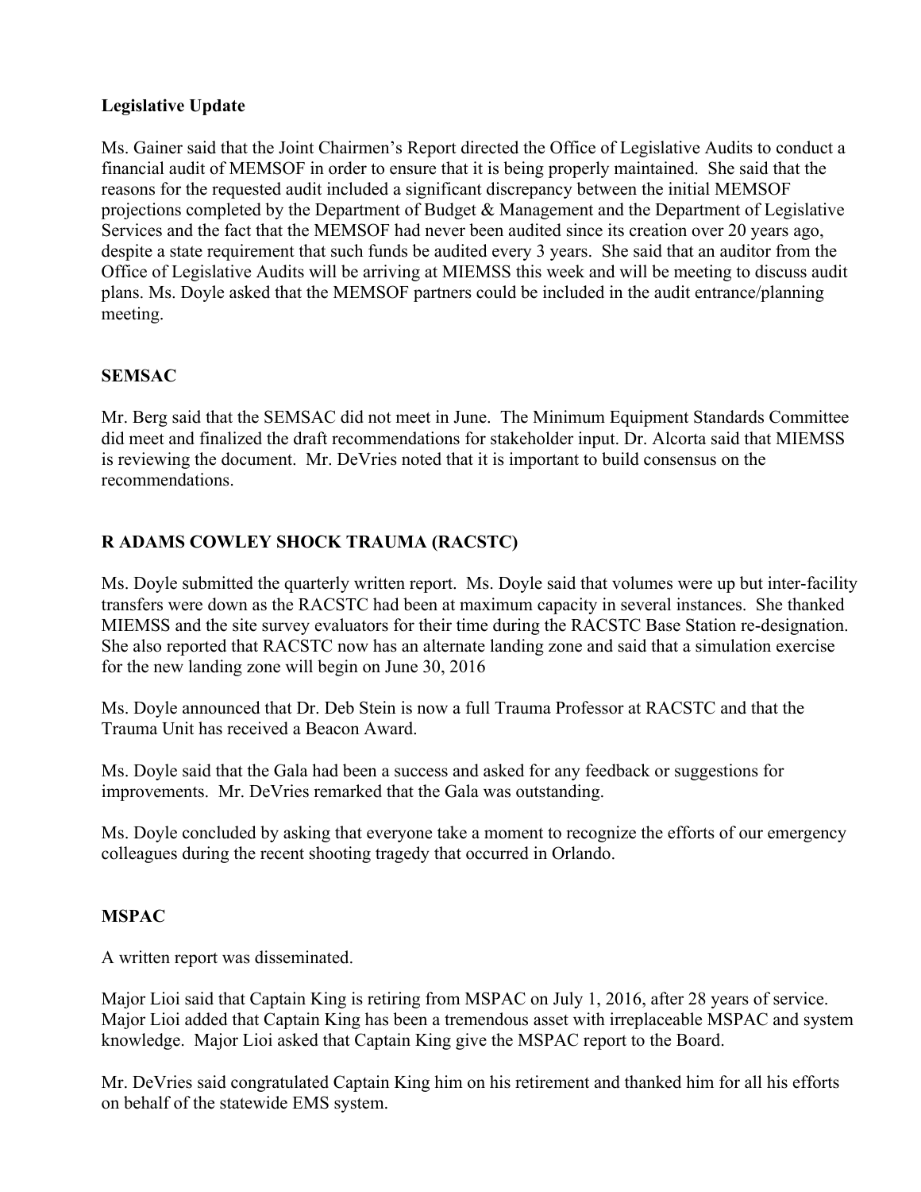**Legislative Update**

Ms. Gainer said that the Joint Chairmen's Report directed the Office of Legislative Audits to conduct a financial audit of MEMSOF in order to ensure that it is being properly maintained. She said that the reasons for the requested audit included a significant discrepancy between the initial MEMSOF projections completed by the Department of Budget & Management and the Department of Legislative Services and the fact that the MEMSOF had never been audited since its creation over 20 years ago, despite a state requirement that such funds be audited every 3 years. She said that an auditor from the Office of Legislative Audits will be arriving at MIEMSS this week and will be meeting to discuss audit plans. Ms. Doyle asked that the MEMSOF partners could be included in the audit entrance/planning meeting.

**SEMSAC**

Mr. Berg said that the SEMSAC did not meet in June. The Minimum Equipment Standards Committee did meet and finalized the draft recommendations for stakeholder input. Dr. Alcorta said that MIEMSS is reviewing the document. Mr. DeVries noted that it is important to build consensus on the recommendations.

**R ADAMS COWLEY SHOCK TRAUMA (RACSTC)**

Ms. Doyle submitted the quarterly written report. Ms. Doyle said that volumes were up but inter-facility transfers were down as the RACSTC had been at maximum capacity in several instances. She thanked MIEMSS and the site survey evaluators for their time during the RACSTC Base Station re-designation. She also reported that RACSTC now has an alternate landing zone and said that a simulation exercise for the new landing zone will begin on June 30, 2016

Ms. Doyle announced that Dr. Deb Stein is now a full Trauma Professor at RACSTC and that the Trauma Unit has received a Beacon Award.

Ms. Doyle said that the Gala had been a success and asked for any feedback or suggestions for improvements. Mr. DeVries remarked that the Gala was outstanding.

Ms. Doyle concluded by asking that everyone take a moment to recognize the efforts of our emergency colleagues during the recent shooting tragedy that occurred in Orlando.

**MSPAC**

A written report was disseminated.

Major Lioi said that Captain King is retiring from MSPAC on July 1, 2016, after 28 years of service. Major Lioi added that Captain King has been a tremendous asset with irreplaceable MSPAC and system knowledge. Major Lioi asked that Captain King give the MSPAC report to the Board.

Mr. DeVries said congratulated Captain King him on his retirement and thanked him for all his efforts on behalf of the statewide EMS system.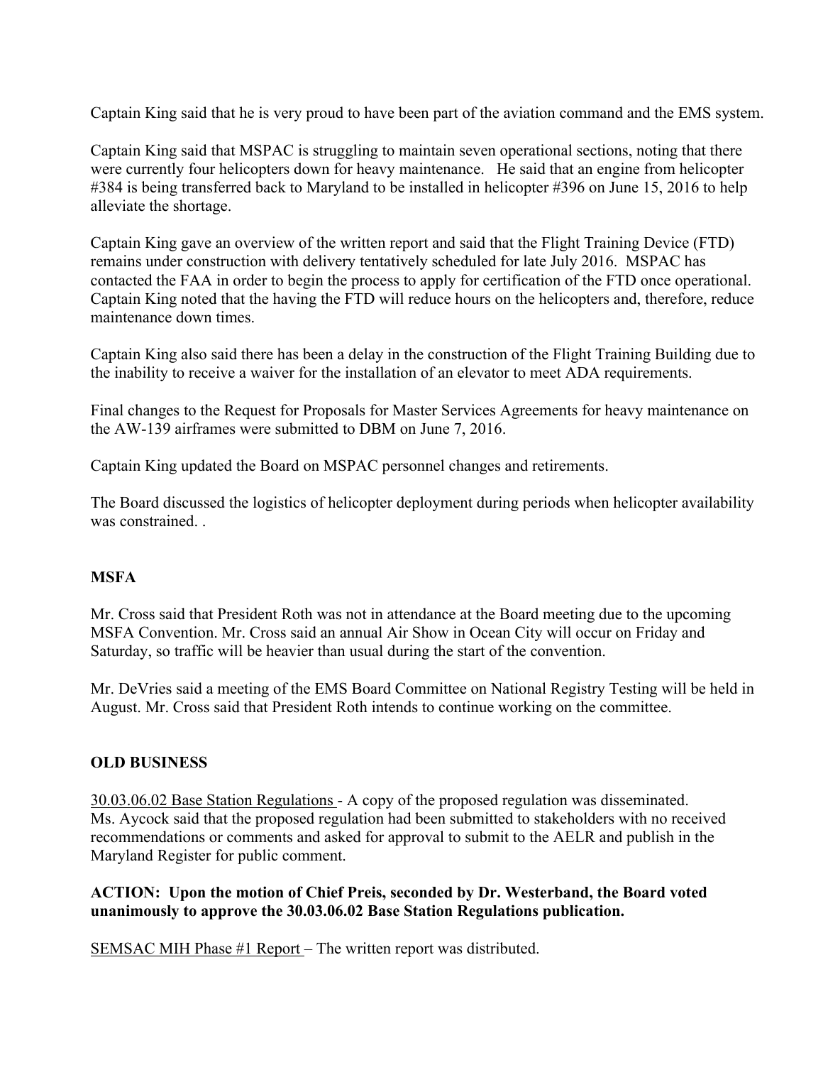Captain King said that he is very proud to have been part of the aviation command and the EMS system.

Captain King said that MSPAC is struggling to maintain seven operational sections, noting that there were currently four helicopters down for heavy maintenance. He said that an engine from helicopter #384 is being transferred back to Maryland to be installed in helicopter #396 on June 15, 2016 to help alleviate the shortage.

Captain King gave an overview of the written report and said that the Flight Training Device (FTD) remains under construction with delivery tentatively scheduled for late July 2016. MSPAC has contacted the FAA in order to begin the process to apply for certification of the FTD once operational. Captain King noted that the having the FTD will reduce hours on the helicopters and, therefore, reduce maintenance down times.

Captain King also said there has been a delay in the construction of the Flight Training Building due to the inability to receive a waiver for the installation of an elevator to meet ADA requirements.

Final changes to the Request for Proposals for Master Services Agreements for heavy maintenance on the AW-139 airframes were submitted to DBM on June 7, 2016.

Captain King updated the Board on MSPAC personnel changes and retirements.

The Board discussed the logistics of helicopter deployment during periods when helicopter availability was constrained. .

**MSFA**

Mr. Cross said that President Roth was not in attendance at the Board meeting due to the upcoming MSFA Convention. Mr. Cross said an annual Air Show in Ocean City will occur on Friday and Saturday, so traffic will be heavier than usual during the start of the convention.

Mr. DeVries said a meeting of the EMS Board Committee on National Registry Testing will be held in August. Mr. Cross said that President Roth intends to continue working on the committee.

**OLD BUSINESS**

30.03.06.02 Base Station Regulations - A copy of the proposed regulation was disseminated. Ms. Aycock said that the proposed regulation had been submitted to stakeholders with no received recommendations or comments and asked for approval to submit to the AELR and publish in the Maryland Register for public comment.

**ACTION: Upon the motion of Chief Preis, seconded by Dr. Westerband, the Board voted unanimously to approve the 30.03.06.02 Base Station Regulations publication.**

SEMSAC MIH Phase #1 Report – The written report was distributed.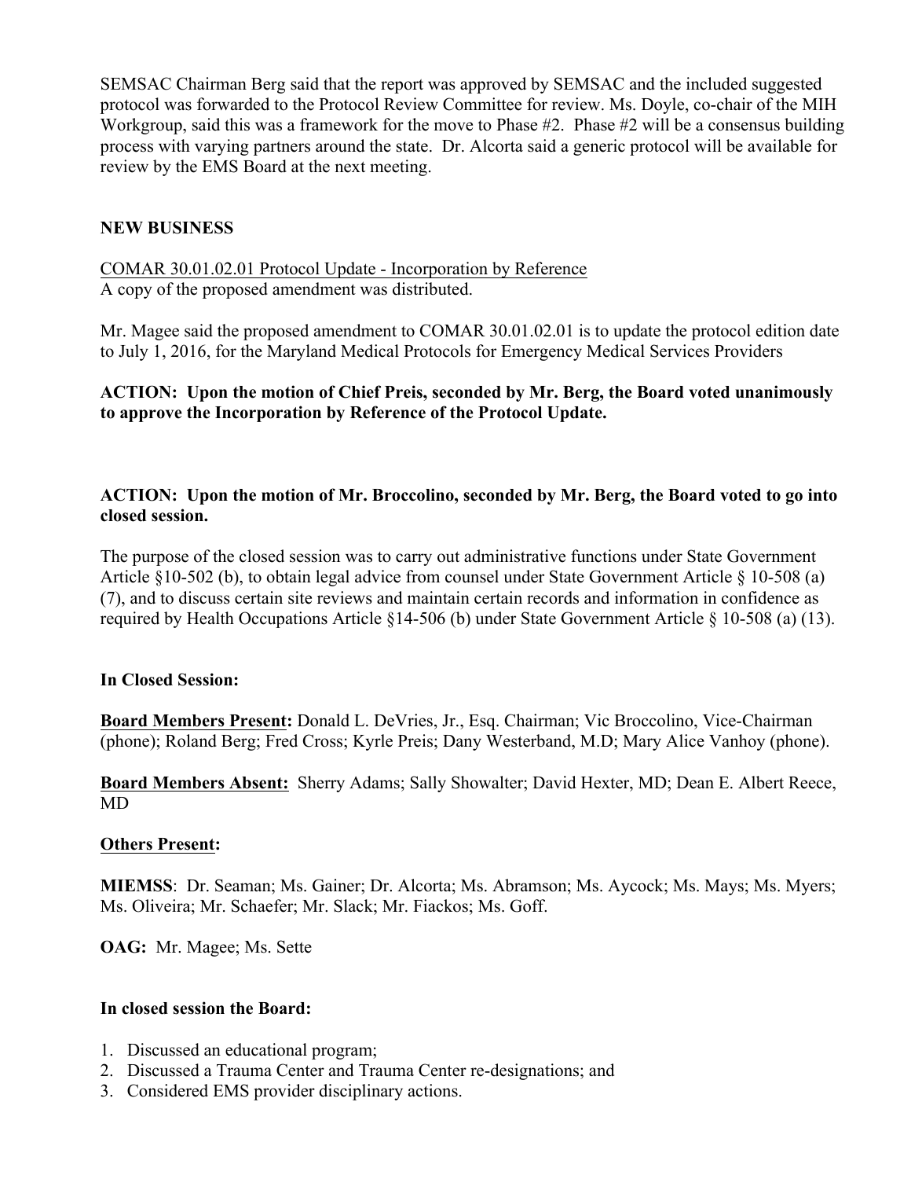SEMSAC Chairman Berg said that the report was approved by SEMSAC and the included suggested protocol was forwarded to the Protocol Review Committee for review. Ms. Doyle, co-chair of the MIH Workgroup, said this was a framework for the move to Phase #2. Phase #2 will be a consensus building process with varying partners around the state. Dr. Alcorta said a generic protocol will be available for review by the EMS Board at the next meeting.

**NEW BUSINESS**

<u>COMAR 30.01.02.01 Protocol Update - Incorporation by Reference</u>
A copy of the proposed amendment was distributed.

Mr. Magee said the proposed amendment to COMAR 30.01.02.01 is to update the protocol edition date to July 1, 2016, for the Maryland Medical Protocols for Emergency Medical Services Providers

**ACTION: Upon the motion of Chief Preis, seconded by Mr. Berg, the Board voted unanimously to approve the Incorporation by Reference of the Protocol Update.**

**ACTION: Upon the motion of Mr. Broccolino, seconded by Mr. Berg, the Board voted to go into closed session.**

The purpose of the closed session was to carry out administrative functions under State Government Article §10-502 (b), to obtain legal advice from counsel under State Government Article § 10-508 (a) (7), and to discuss certain site reviews and maintain certain records and information in confidence as required by Health Occupations Article §14-506 (b) under State Government Article § 10-508 (a) (13).

**In Closed Session:**

**<u>Board Members Present</u>:** Donald L. DeVries, Jr., Esq. Chairman; Vic Broccolino, Vice-Chairman (phone); Roland Berg; Fred Cross; Kyrle Preis; Dany Westerband, M.D; Mary Alice Vanhoy (phone).

**<u>Board Members Absent:</u>** Sherry Adams; Sally Showalter; David Hexter, MD; Dean E. Albert Reece, MD

**<u>Others Present</u>:**

**MIEMSS**: Dr. Seaman; Ms. Gainer; Dr. Alcorta; Ms. Abramson; Ms. Aycock; Ms. Mays; Ms. Myers; Ms. Oliveira; Mr. Schaefer; Mr. Slack; Mr. Fiackos; Ms. Goff.

**OAG:** Mr. Magee; Ms. Sette

**In closed session the Board:**

1. Discussed an educational program;
2. Discussed a Trauma Center and Trauma Center re-designations; and
3. Considered EMS provider disciplinary actions.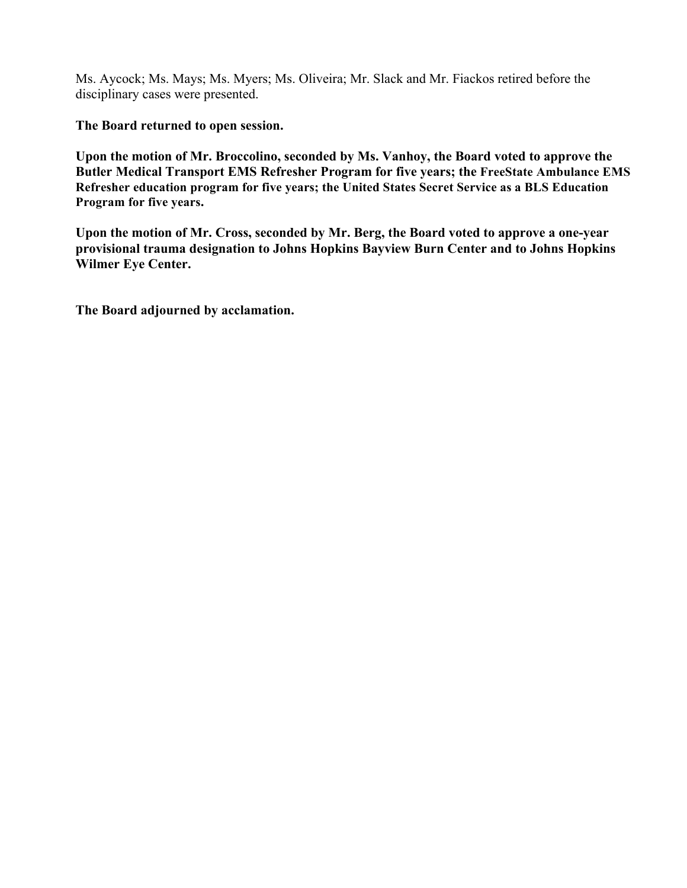Ms. Aycock; Ms. Mays; Ms. Myers; Ms. Oliveira; Mr. Slack and Mr. Fiackos retired before the disciplinary cases were presented.

**The Board returned to open session.**

**Upon the motion of Mr. Broccolino, seconded by Ms. Vanhoy, the Board voted to approve the Butler Medical Transport EMS Refresher Program for five years; the FreeState Ambulance EMS Refresher education program for five years; the United States Secret Service as a BLS Education Program for five years.**

**Upon the motion of Mr. Cross, seconded by Mr. Berg, the Board voted to approve a one-year provisional trauma designation to Johns Hopkins Bayview Burn Center and to Johns Hopkins Wilmer Eye Center.**

**The Board adjourned by acclamation.**